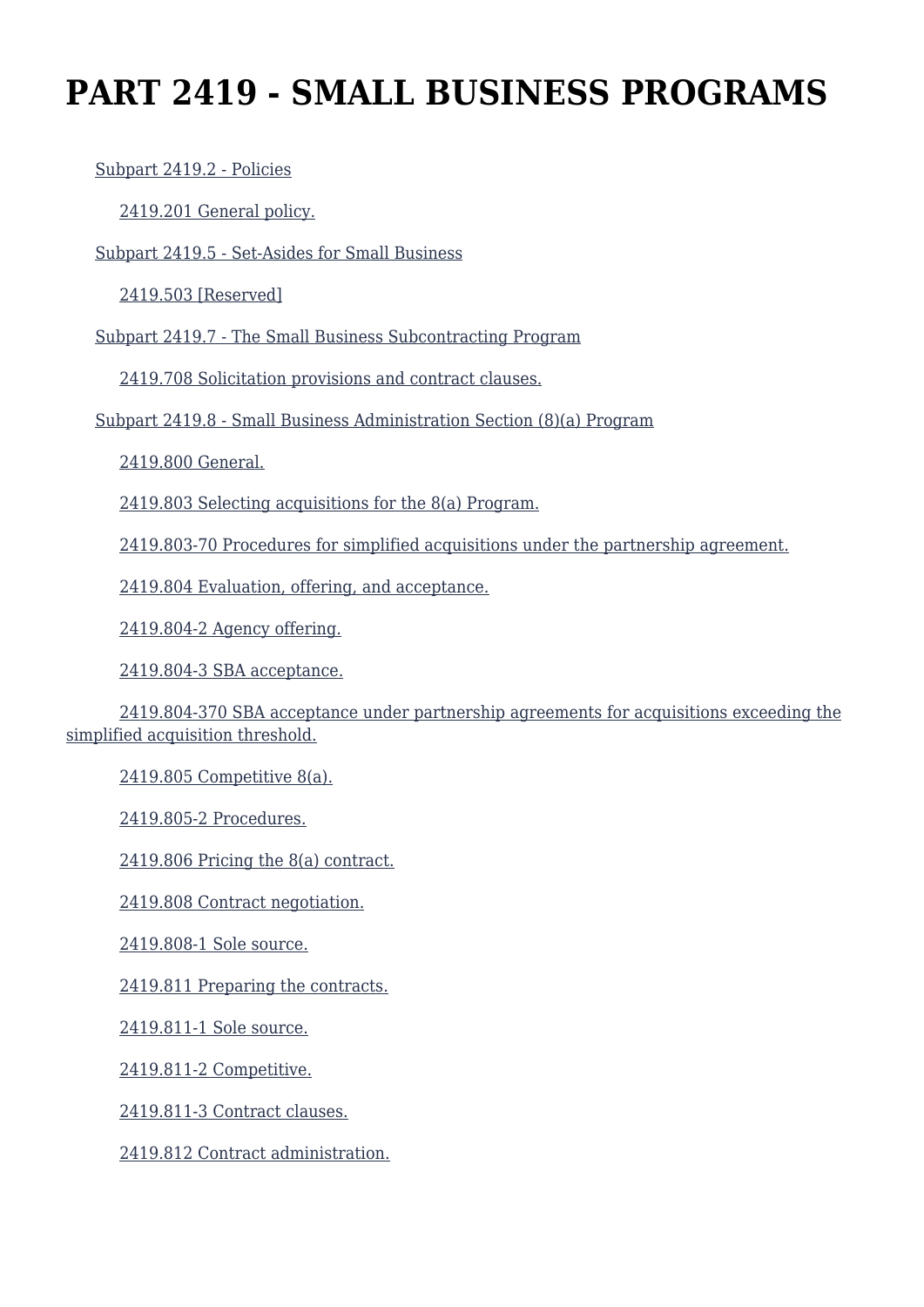# PART 2419 - SMALL BUSINESS PROGRAMS

Subpart 2419.2 - Policies

2419.201 General policy.

Subpart 2419.5 - Set-Asides for Small Business

2419.503 [Reserved]

Subpart 2419.7 - The Small Business Subcontracting Program

2419.708 Solicitation provisions and contract clauses.

Subpart 2419.8 - Small Business Administration Section (8)(a) Program

2419.800 General.

2419.803 Selecting acquisitions for the 8(a) Program.

2419.803-70 Procedures for simplified acquisitions under the partnership agreement.

2419.804 Evaluation, offering, and acceptance.

2419.804-2 Agency offering.

2419.804-3 SBA acceptance.

2419.804-370 SBA acceptance under partnership agreements for acquisitions exceeding the simplified acquisition threshold.

2419.805 Competitive 8(a).

2419.805-2 Procedures.

2419.806 Pricing the 8(a) contract.

2419.808 Contract negotiation.

2419.808-1 Sole source.

2419.811 Preparing the contracts.

2419.811-1 Sole source.

2419.811-2 Competitive.

2419.811-3 Contract clauses.

2419.812 Contract administration.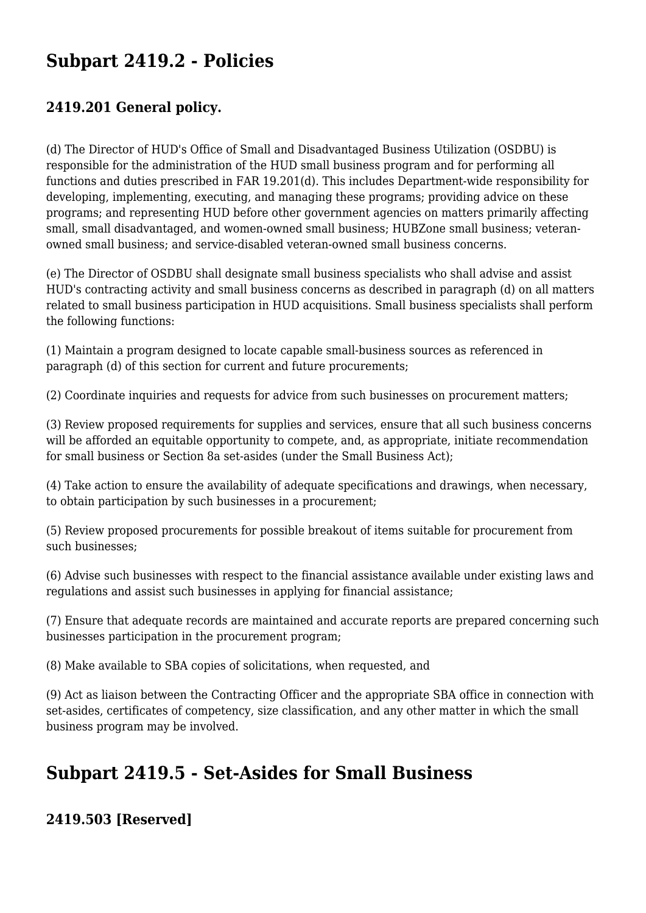## Subpart 2419.2 - Policies

### 2419.201 General policy.

(d) The Director of HUD's Office of Small and Disadvantaged Business Utilization (OSDBU) is responsible for the administration of the HUD small business program and for performing all functions and duties prescribed in FAR 19.201(d). This includes Department-wide responsibility for developing, implementing, executing, and managing these programs; providing advice on these programs; and representing HUD before other government agencies on matters primarily affecting small, small disadvantaged, and women-owned small business; HUBZone small business; veteran-owned small business; and service-disabled veteran-owned small business concerns.

(e) The Director of OSDBU shall designate small business specialists who shall advise and assist HUD's contracting activity and small business concerns as described in paragraph (d) on all matters related to small business participation in HUD acquisitions. Small business specialists shall perform the following functions:

(1) Maintain a program designed to locate capable small-business sources as referenced in paragraph (d) of this section for current and future procurements;

(2) Coordinate inquiries and requests for advice from such businesses on procurement matters;

(3) Review proposed requirements for supplies and services, ensure that all such business concerns will be afforded an equitable opportunity to compete, and, as appropriate, initiate recommendation for small business or Section 8a set-asides (under the Small Business Act);

(4) Take action to ensure the availability of adequate specifications and drawings, when necessary, to obtain participation by such businesses in a procurement;

(5) Review proposed procurements for possible breakout of items suitable for procurement from such businesses;

(6) Advise such businesses with respect to the financial assistance available under existing laws and regulations and assist such businesses in applying for financial assistance;

(7) Ensure that adequate records are maintained and accurate reports are prepared concerning such businesses participation in the procurement program;

(8) Make available to SBA copies of solicitations, when requested, and

(9) Act as liaison between the Contracting Officer and the appropriate SBA office in connection with set-asides, certificates of competency, size classification, and any other matter in which the small business program may be involved.

## Subpart 2419.5 - Set-Asides for Small Business

### 2419.503 [Reserved]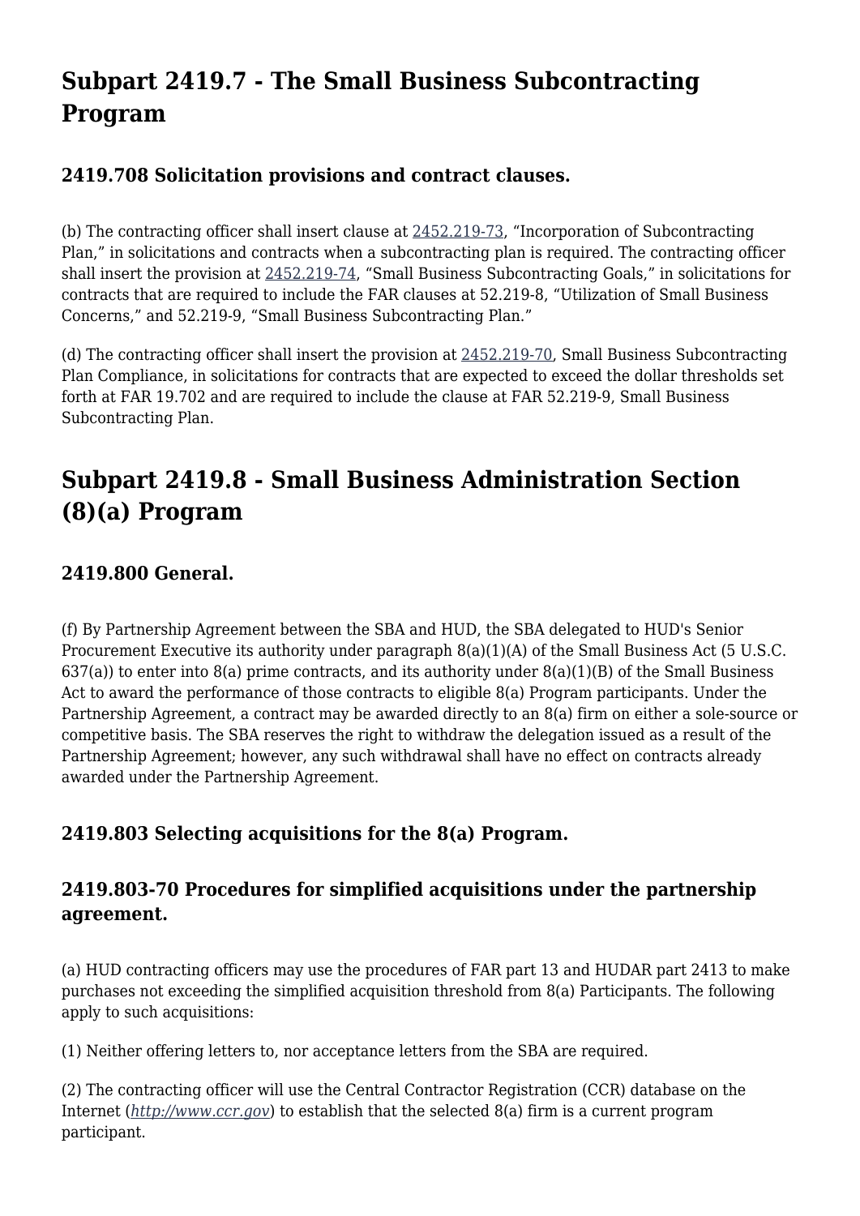## Subpart 2419.7 - The Small Business Subcontracting Program

### 2419.708 Solicitation provisions and contract clauses.

(b) The contracting officer shall insert clause at 2452.219-73, "Incorporation of Subcontracting Plan," in solicitations and contracts when a subcontracting plan is required. The contracting officer shall insert the provision at 2452.219-74, "Small Business Subcontracting Goals," in solicitations for contracts that are required to include the FAR clauses at 52.219-8, "Utilization of Small Business Concerns," and 52.219-9, "Small Business Subcontracting Plan."

(d) The contracting officer shall insert the provision at 2452.219-70, Small Business Subcontracting Plan Compliance, in solicitations for contracts that are expected to exceed the dollar thresholds set forth at FAR 19.702 and are required to include the clause at FAR 52.219-9, Small Business Subcontracting Plan.

## Subpart 2419.8 - Small Business Administration Section (8)(a) Program

### 2419.800 General.

(f) By Partnership Agreement between the SBA and HUD, the SBA delegated to HUD's Senior Procurement Executive its authority under paragraph 8(a)(1)(A) of the Small Business Act (5 U.S.C. 637(a)) to enter into 8(a) prime contracts, and its authority under 8(a)(1)(B) of the Small Business Act to award the performance of those contracts to eligible 8(a) Program participants. Under the Partnership Agreement, a contract may be awarded directly to an 8(a) firm on either a sole-source or competitive basis. The SBA reserves the right to withdraw the delegation issued as a result of the Partnership Agreement; however, any such withdrawal shall have no effect on contracts already awarded under the Partnership Agreement.

### 2419.803 Selecting acquisitions for the 8(a) Program.

### 2419.803-70 Procedures for simplified acquisitions under the partnership agreement.

(a) HUD contracting officers may use the procedures of FAR part 13 and HUDAR part 2413 to make purchases not exceeding the simplified acquisition threshold from 8(a) Participants. The following apply to such acquisitions:

(1) Neither offering letters to, nor acceptance letters from the SBA are required.

(2) The contracting officer will use the Central Contractor Registration (CCR) database on the Internet (*http://www.ccr.gov*) to establish that the selected 8(a) firm is a current program participant.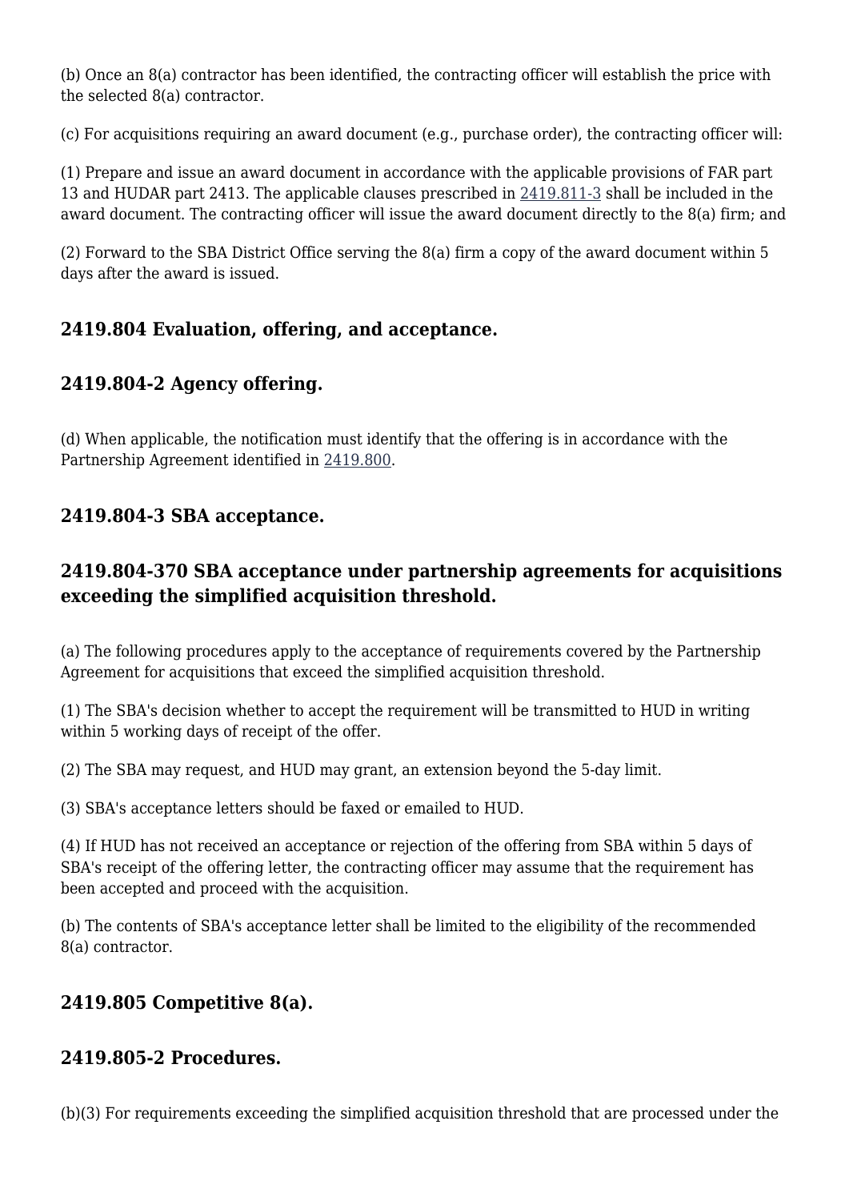(b) Once an 8(a) contractor has been identified, the contracting officer will establish the price with the selected 8(a) contractor.

(c) For acquisitions requiring an award document (e.g., purchase order), the contracting officer will:

(1) Prepare and issue an award document in accordance with the applicable provisions of FAR part 13 and HUDAR part 2413. The applicable clauses prescribed in 2419.811-3 shall be included in the award document. The contracting officer will issue the award document directly to the 8(a) firm; and

(2) Forward to the SBA District Office serving the 8(a) firm a copy of the award document within 5 days after the award is issued.

### 2419.804 Evaluation, offering, and acceptance.

### 2419.804-2 Agency offering.

(d) When applicable, the notification must identify that the offering is in accordance with the Partnership Agreement identified in 2419.800.

### 2419.804-3 SBA acceptance.

### 2419.804-370 SBA acceptance under partnership agreements for acquisitions exceeding the simplified acquisition threshold.

(a) The following procedures apply to the acceptance of requirements covered by the Partnership Agreement for acquisitions that exceed the simplified acquisition threshold.

(1) The SBA's decision whether to accept the requirement will be transmitted to HUD in writing within 5 working days of receipt of the offer.

(2) The SBA may request, and HUD may grant, an extension beyond the 5-day limit.

(3) SBA's acceptance letters should be faxed or emailed to HUD.

(4) If HUD has not received an acceptance or rejection of the offering from SBA within 5 days of SBA's receipt of the offering letter, the contracting officer may assume that the requirement has been accepted and proceed with the acquisition.

(b) The contents of SBA's acceptance letter shall be limited to the eligibility of the recommended 8(a) contractor.

### 2419.805 Competitive 8(a).

### 2419.805-2 Procedures.

(b)(3) For requirements exceeding the simplified acquisition threshold that are processed under the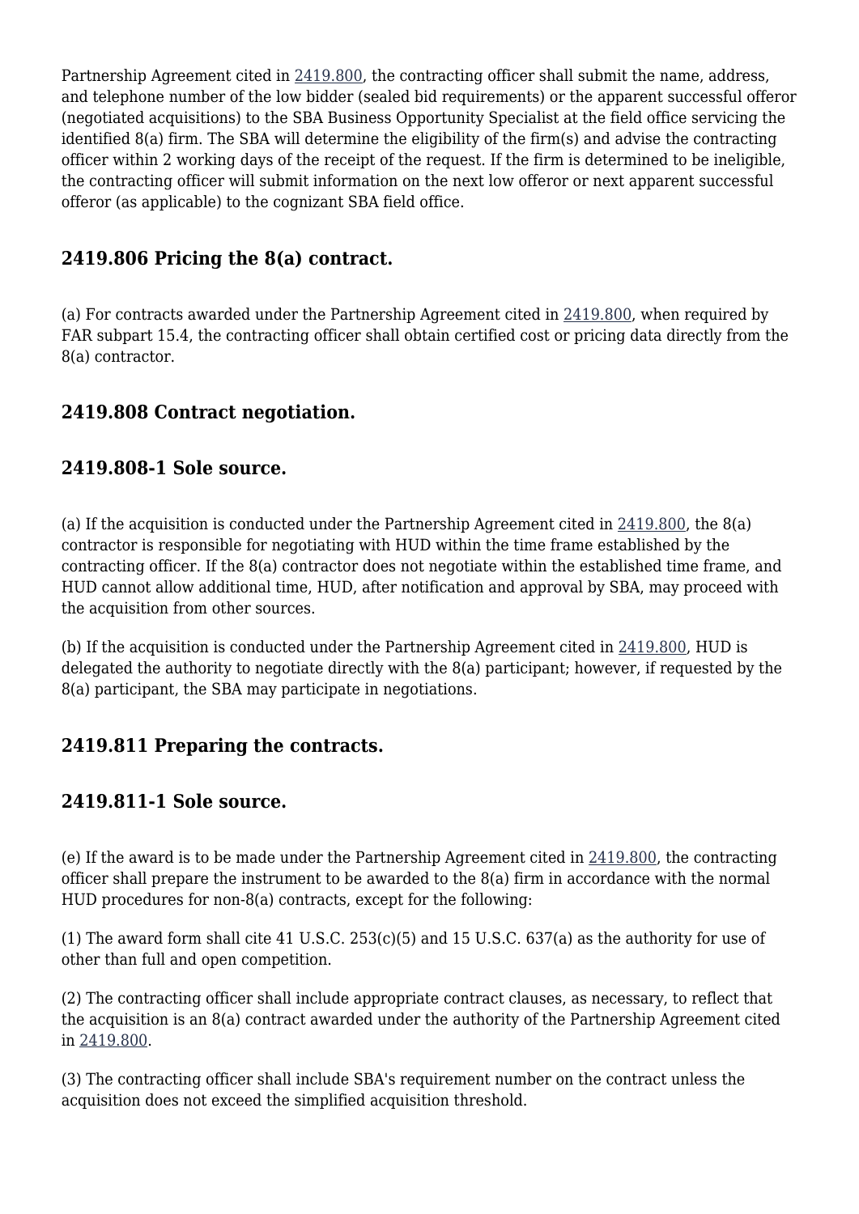Partnership Agreement cited in 2419.800, the contracting officer shall submit the name, address, and telephone number of the low bidder (sealed bid requirements) or the apparent successful offeror (negotiated acquisitions) to the SBA Business Opportunity Specialist at the field office servicing the identified 8(a) firm. The SBA will determine the eligibility of the firm(s) and advise the contracting officer within 2 working days of the receipt of the request. If the firm is determined to be ineligible, the contracting officer will submit information on the next low offeror or next apparent successful offeror (as applicable) to the cognizant SBA field office.

## 2419.806 Pricing the 8(a) contract.

(a) For contracts awarded under the Partnership Agreement cited in 2419.800, when required by FAR subpart 15.4, the contracting officer shall obtain certified cost or pricing data directly from the 8(a) contractor.

## 2419.808 Contract negotiation.

## 2419.808-1 Sole source.

(a) If the acquisition is conducted under the Partnership Agreement cited in 2419.800, the 8(a) contractor is responsible for negotiating with HUD within the time frame established by the contracting officer. If the 8(a) contractor does not negotiate within the established time frame, and HUD cannot allow additional time, HUD, after notification and approval by SBA, may proceed with the acquisition from other sources.

(b) If the acquisition is conducted under the Partnership Agreement cited in 2419.800, HUD is delegated the authority to negotiate directly with the 8(a) participant; however, if requested by the 8(a) participant, the SBA may participate in negotiations.

## 2419.811 Preparing the contracts.

## 2419.811-1 Sole source.

(e) If the award is to be made under the Partnership Agreement cited in 2419.800, the contracting officer shall prepare the instrument to be awarded to the 8(a) firm in accordance with the normal HUD procedures for non-8(a) contracts, except for the following:

(1) The award form shall cite 41 U.S.C. 253(c)(5) and 15 U.S.C. 637(a) as the authority for use of other than full and open competition.

(2) The contracting officer shall include appropriate contract clauses, as necessary, to reflect that the acquisition is an 8(a) contract awarded under the authority of the Partnership Agreement cited in 2419.800.

(3) The contracting officer shall include SBA's requirement number on the contract unless the acquisition does not exceed the simplified acquisition threshold.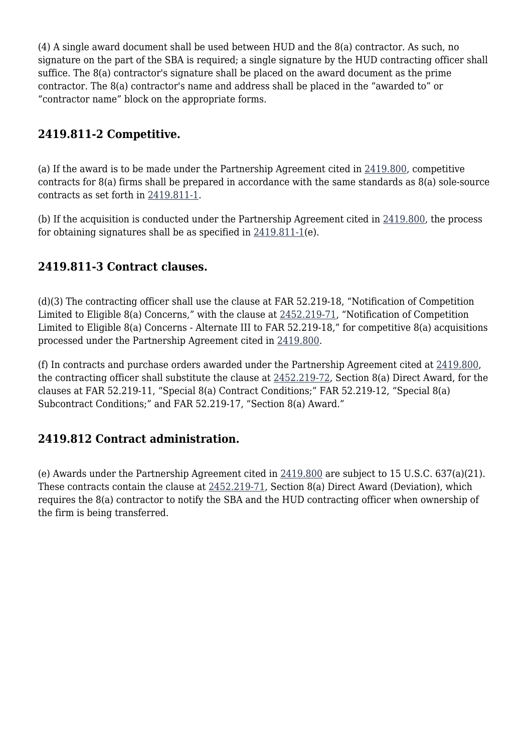(4) A single award document shall be used between HUD and the 8(a) contractor. As such, no signature on the part of the SBA is required; a single signature by the HUD contracting officer shall suffice. The 8(a) contractor's signature shall be placed on the award document as the prime contractor. The 8(a) contractor's name and address shall be placed in the "awarded to" or "contractor name" block on the appropriate forms.

### 2419.811-2 Competitive.

(a) If the award is to be made under the Partnership Agreement cited in 2419.800, competitive contracts for 8(a) firms shall be prepared in accordance with the same standards as 8(a) sole-source contracts as set forth in 2419.811-1.

(b) If the acquisition is conducted under the Partnership Agreement cited in 2419.800, the process for obtaining signatures shall be as specified in 2419.811-1(e).

### 2419.811-3 Contract clauses.

(d)(3) The contracting officer shall use the clause at FAR 52.219-18, "Notification of Competition Limited to Eligible 8(a) Concerns," with the clause at 2452.219-71, "Notification of Competition Limited to Eligible 8(a) Concerns - Alternate III to FAR 52.219-18," for competitive 8(a) acquisitions processed under the Partnership Agreement cited in 2419.800.

(f) In contracts and purchase orders awarded under the Partnership Agreement cited at 2419.800, the contracting officer shall substitute the clause at 2452.219-72, Section 8(a) Direct Award, for the clauses at FAR 52.219-11, "Special 8(a) Contract Conditions;" FAR 52.219-12, "Special 8(a) Subcontract Conditions;" and FAR 52.219-17, "Section 8(a) Award."

### 2419.812 Contract administration.

(e) Awards under the Partnership Agreement cited in 2419.800 are subject to 15 U.S.C. 637(a)(21). These contracts contain the clause at 2452.219-71, Section 8(a) Direct Award (Deviation), which requires the 8(a) contractor to notify the SBA and the HUD contracting officer when ownership of the firm is being transferred.